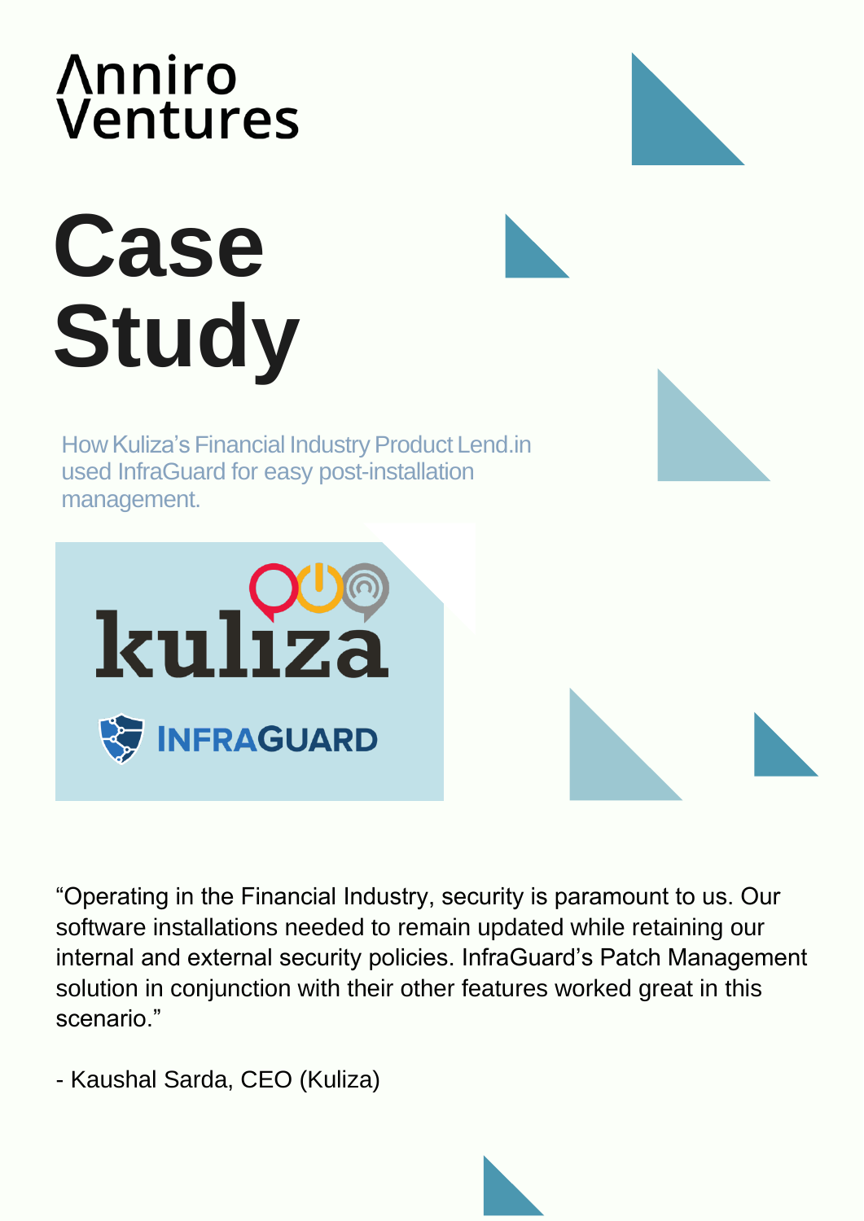Anniro Ventures

# Case Study

How Kuliza's Financial Industry Product Lend.in used InfraGuard for easy post-installation management.

kuliza

INFRAGUARD

"Operating in the Financial Industry, security is paramount to us. Our software installations needed to remain updated while retaining our internal and external security policies. InfraGuard's Patch Management solution in conjunction with their other features worked great in this scenario."

- Kaushal Sarda, CEO (Kuliza)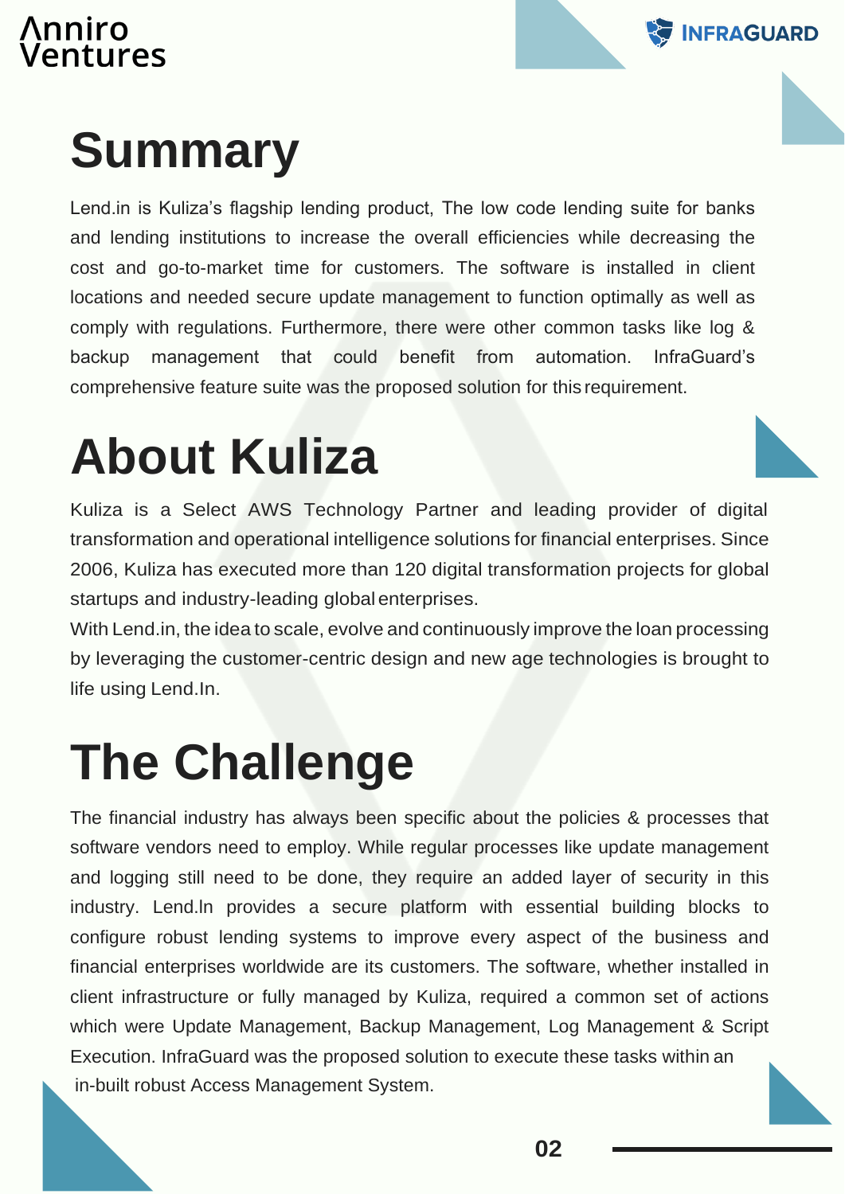# Summary

Lend.in is Kuliza's flagship lending product, The low code lending suite for banks and lending institutions to increase the overall efficiencies while decreasing the cost and go-to-market time for customers. The software is installed in client locations and needed secure update management to function optimally as well as comply with regulations. Furthermore, there were other common tasks like log & backup management that could benefit from automation. InfraGuard's comprehensive feature suite was the proposed solution for this requirement.

# About Kuliza

Kuliza is a Select AWS Technology Partner and leading provider of digital transformation and operational intelligence solutions for financial enterprises. Since 2006, Kuliza has executed more than 120 digital transformation projects for global startups and industry-leading global enterprises.

With Lend.in, the idea to scale, evolve and continuously improve the loan processing by leveraging the customer-centric design and new age technologies is brought to life using Lend.In.

# The Challenge

The financial industry has always been specific about the policies & processes that software vendors need to employ. While regular processes like update management and logging still need to be done, they require an added layer of security in this industry. Lend.In provides a secure platform with essential building blocks to configure robust lending systems to improve every aspect of the business and financial enterprises worldwide are its customers. The software, whether installed in client infrastructure or fully managed by Kuliza, required a common set of actions which were Update Management, Backup Management, Log Management & Script Execution. InfraGuard was the proposed solution to execute these tasks within an in-built robust Access Management System.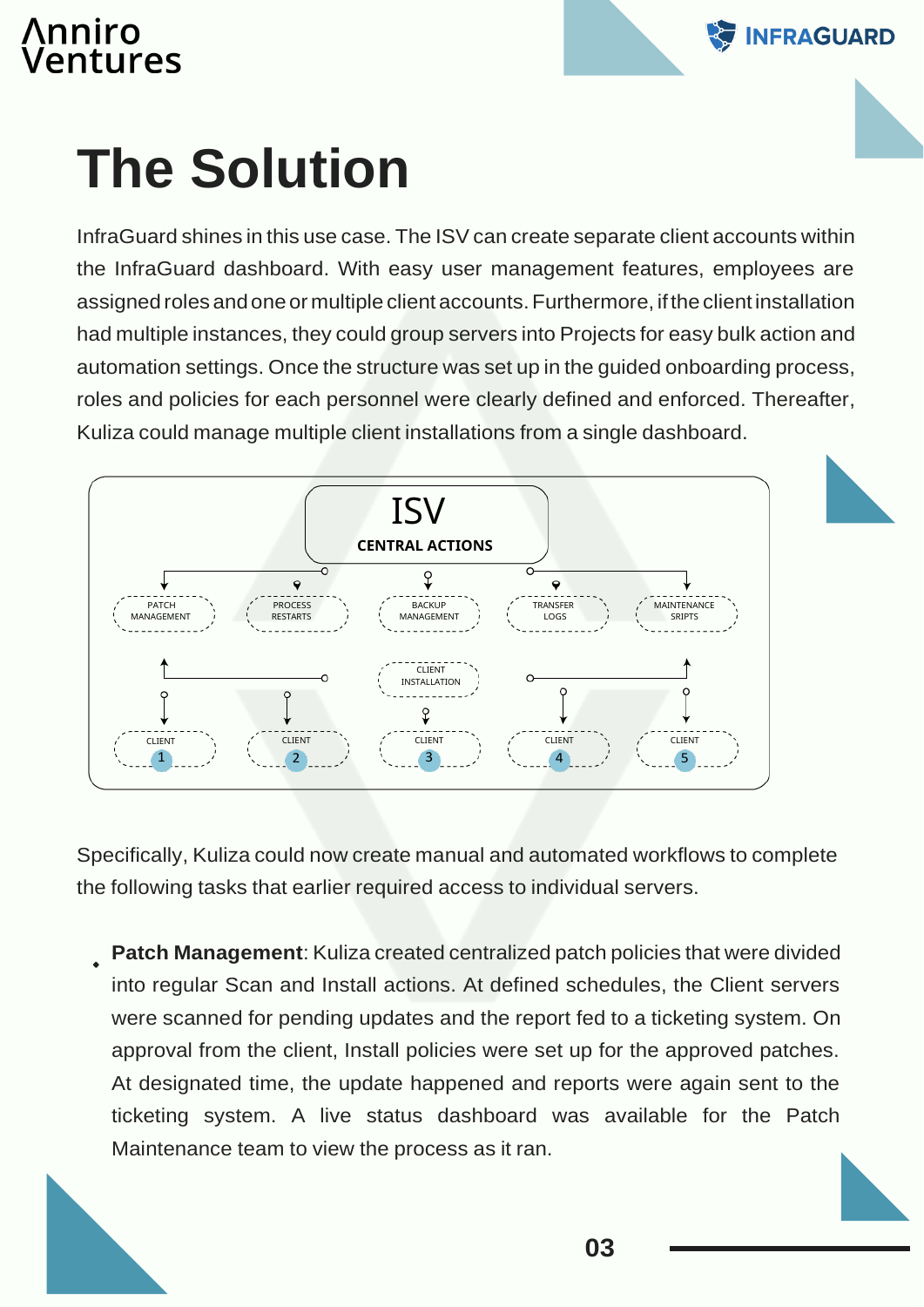# The Solution

InfraGuard shines in this use case. The ISV can create separate client accounts within the InfraGuard dashboard. With easy user management features, employees are assigned roles and one or multiple client accounts. Furthermore, if the client installation had multiple instances, they could group servers into Projects for easy bulk action and automation settings. Once the structure was set up in the guided onboarding process, roles and policies for each personnel were clearly defined and enforced. Thereafter, Kuliza could manage multiple client installations from a single dashboard.

ISV

CENTRAL ACTIONS

PATCH MANAGEMENT | PROCESS RESTARTS | BACKUP MANAGEMENT | TRANSFER LOGS | MAINTENANCE SRIPTS

CLIENT INSTALLATION

CLIENT 1 | CLIENT 2 | CLIENT 3 | CLIENT 4 | CLIENT 5

Specifically, Kuliza could now create manual and automated workflows to complete the following tasks that earlier required access to individual servers.

- **Patch Management**: Kuliza created centralized patch policies that were divided into regular Scan and Install actions. At defined schedules, the Client servers were scanned for pending updates and the report fed to a ticketing system. On approval from the client, Install policies were set up for the approved patches. At designated time, the update happened and reports were again sent to the ticketing system. A live status dashboard was available for the Patch Maintenance team to view the process as it ran.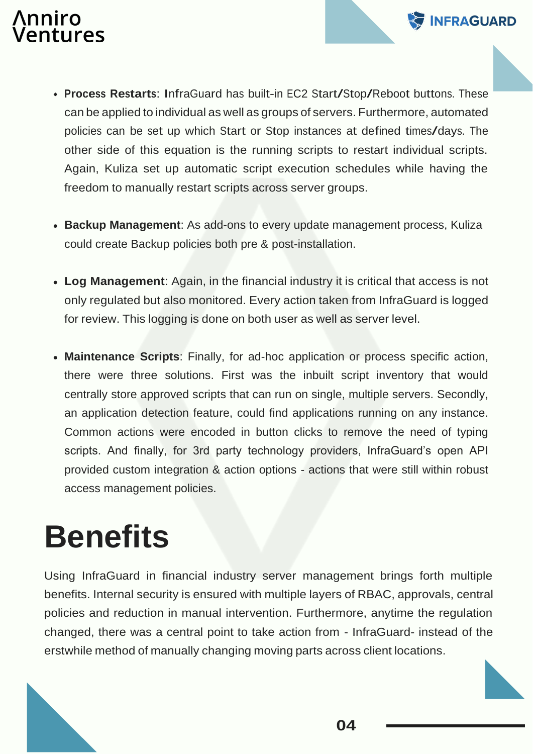- **Process Restarts**: InfraGuard has built-in EC2 Start/Stop/Reboot buttons. These can be applied to individual as well as groups of servers. Furthermore, automated policies can be set up which Start or Stop instances at defined times/days. The other side of this equation is the running scripts to restart individual scripts. Again, Kuliza set up automatic script execution schedules while having the freedom to manually restart scripts across server groups.

- **Backup Management**: As add-ons to every update management process, Kuliza could create Backup policies both pre & post-installation.

- **Log Management**: Again, in the financial industry it is critical that access is not only regulated but also monitored. Every action taken from InfraGuard is logged for review. This logging is done on both user as well as server level.

- **Maintenance Scripts**: Finally, for ad-hoc application or process specific action, there were three solutions. First was the inbuilt script inventory that would centrally store approved scripts that can run on single, multiple servers. Secondly, an application detection feature, could find applications running on any instance. Common actions were encoded in button clicks to remove the need of typing scripts. And finally, for 3rd party technology providers, InfraGuard's open API provided custom integration & action options - actions that were still within robust access management policies.

# Benefits

Using InfraGuard in financial industry server management brings forth multiple benefits. Internal security is ensured with multiple layers of RBAC, approvals, central policies and reduction in manual intervention. Furthermore, anytime the regulation changed, there was a central point to take action from - InfraGuard- instead of the erstwhile method of manually changing moving parts across client locations.